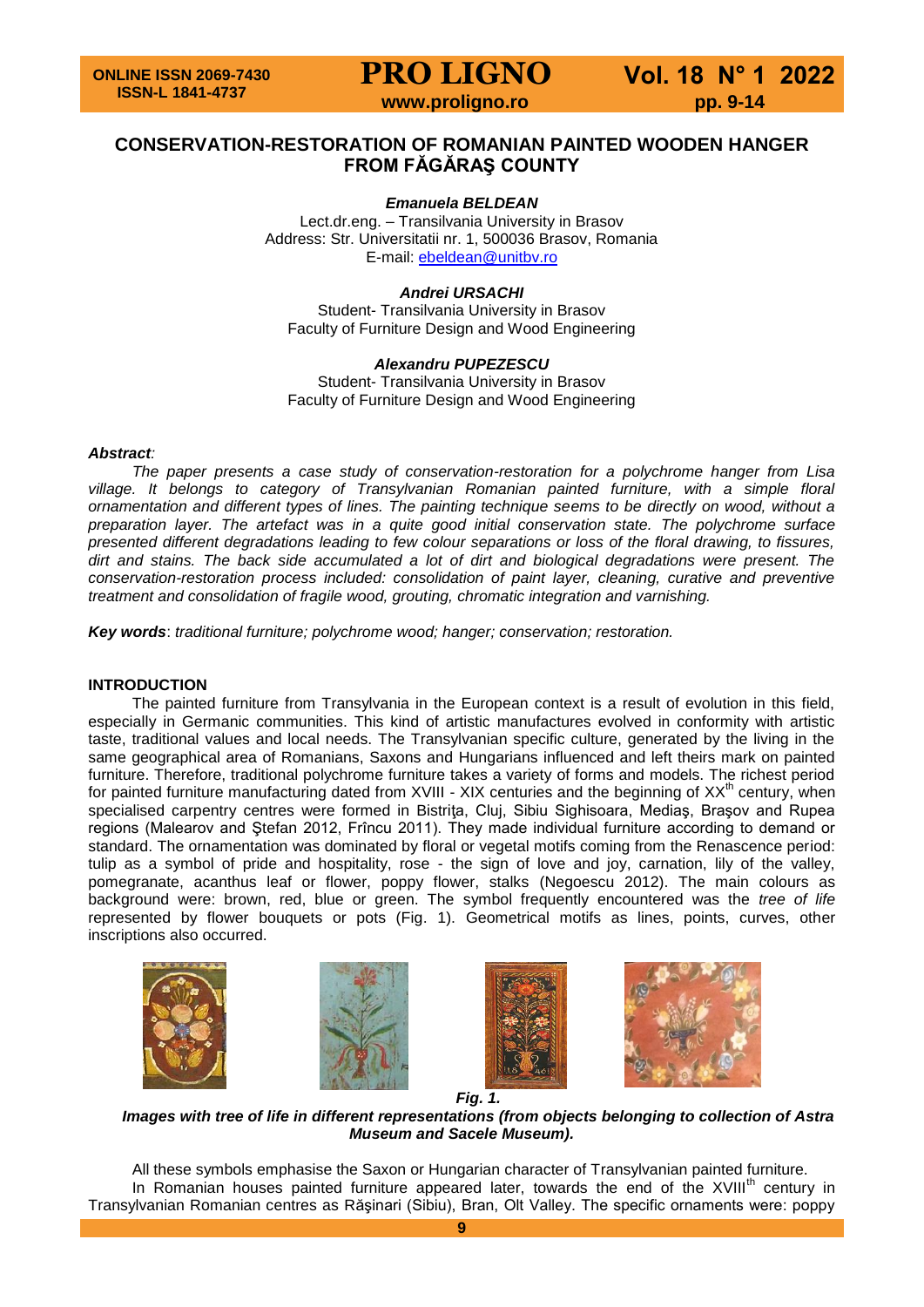# CONSERVATION-RESTORATION OF ROMANIAN PAINTED WOODEN HANGER FROM FĂGĂRAŞ COUNTY

***Emanuela BELDEAN***
Lect.dr.eng. – Transilvania University in Brasov
Address: Str. Universitatii nr. 1, 500036 Brasov, Romania
E-mail: ebeldean@unitbv.ro

***Andrei URSACHI***
Student- Transilvania University in Brasov
Faculty of Furniture Design and Wood Engineering

***Alexandru PUPEZESCU***
Student- Transilvania University in Brasov
Faculty of Furniture Design and Wood Engineering

***Abstract:***

*The paper presents a case study of conservation-restoration for a polychrome hanger from Lisa village. It belongs to category of Transylvanian Romanian painted furniture, with a simple floral ornamentation and different types of lines. The painting technique seems to be directly on wood, without a preparation layer. The artefact was in a quite good initial conservation state. The polychrome surface presented different degradations leading to few colour separations or loss of the floral drawing, to fissures, dirt and stains. The back side accumulated a lot of dirt and biological degradations were present. The conservation-restoration process included: consolidation of paint layer, cleaning, curative and preventive treatment and consolidation of fragile wood, grouting, chromatic integration and varnishing.*

***Key words**: traditional furniture; polychrome wood; hanger; conservation; restoration.*

## INTRODUCTION

The painted furniture from Transylvania in the European context is a result of evolution in this field, especially in Germanic communities. This kind of artistic manufactures evolved in conformity with artistic taste, traditional values and local needs. The Transylvanian specific culture, generated by the living in the same geographical area of Romanians, Saxons and Hungarians influenced and left theirs mark on painted furniture. Therefore, traditional polychrome furniture takes a variety of forms and models. The richest period for painted furniture manufacturing dated from XVIII - XIX centuries and the beginning of XX[th] century, when specialised carpentry centres were formed in Bistriţa, Cluj, Sibiu Sighisoara, Mediaş, Braşov and Rupea regions (Malearov and Ştefan 2012, Frîncu 2011). They made individual furniture according to demand or standard. The ornamentation was dominated by floral or vegetal motifs coming from the Renascence period: tulip as a symbol of pride and hospitality, rose - the sign of love and joy, carnation, lily of the valley, pomegranate, acanthus leaf or flower, poppy flower, stalks (Negoescu 2012). The main colours as background were: brown, red, blue or green. The symbol frequently encountered was the *tree of life* represented by flower bouquets or pots (Fig. 1). Geometrical motifs as lines, points, curves, other inscriptions also occurred.

***Fig. 1.***
***Images with tree of life in different representations (from objects belonging to collection of Astra Museum and Sacele Museum).***

All these symbols emphasise the Saxon or Hungarian character of Transylvanian painted furniture.

In Romanian houses painted furniture appeared later, towards the end of the XVIII[th] century in Transylvanian Romanian centres as Răşinari (Sibiu), Bran, Olt Valley. The specific ornaments were: poppy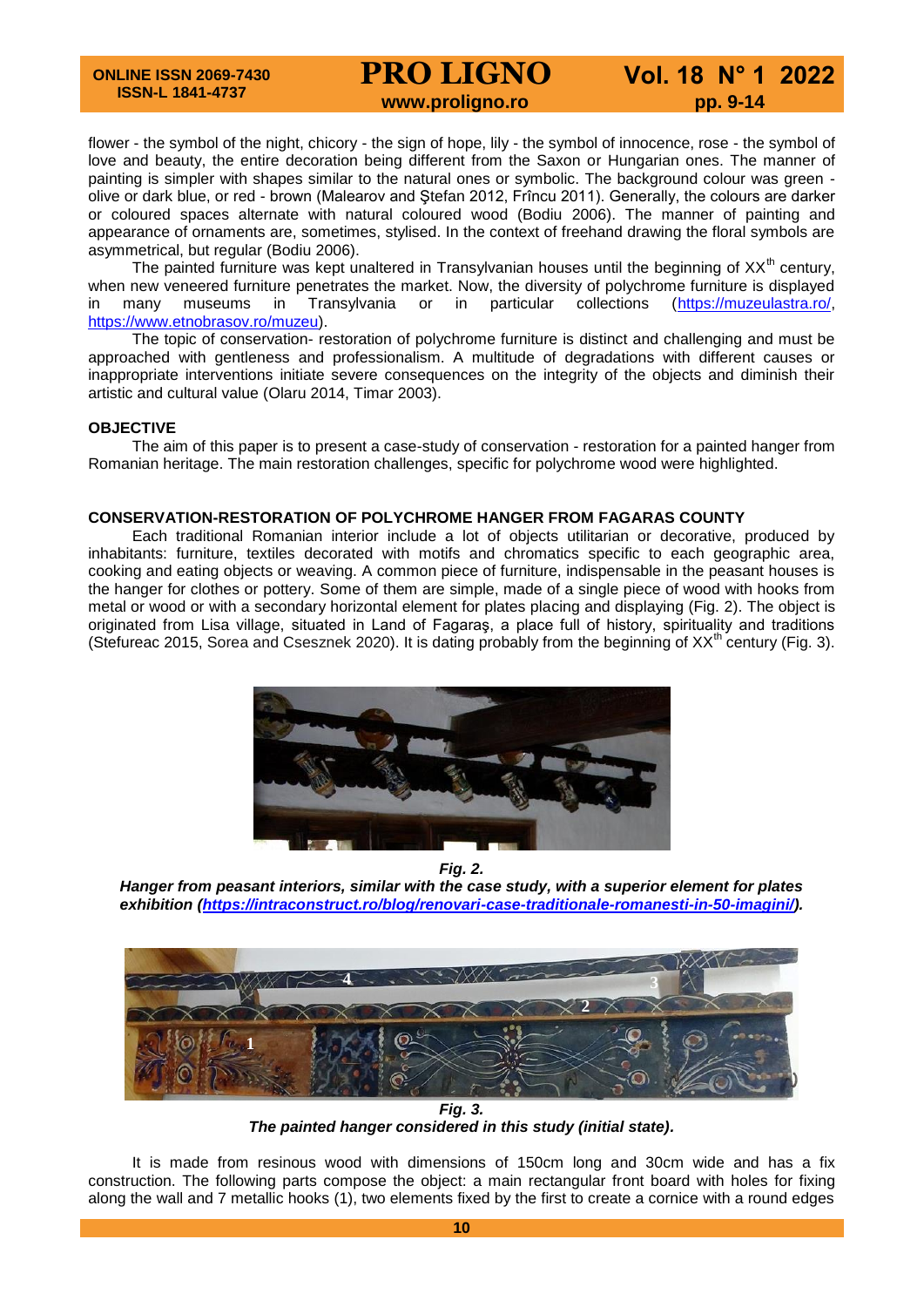flower - the symbol of the night, chicory - the sign of hope, lily - the symbol of innocence, rose - the symbol of love and beauty, the entire decoration being different from the Saxon or Hungarian ones. The manner of painting is simpler with shapes similar to the natural ones or symbolic. The background colour was green - olive or dark blue, or red - brown (Malearov and Ştefan 2012, Frîncu 2011). Generally, the colours are darker or coloured spaces alternate with natural coloured wood (Bodiu 2006). The manner of painting and appearance of ornaments are, sometimes, stylised. In the context of freehand drawing the floral symbols are asymmetrical, but regular (Bodiu 2006).

The painted furniture was kept unaltered in Transylvanian houses until the beginning of XX$^{th}$ century, when new veneered furniture penetrates the market. Now, the diversity of polychrome furniture is displayed in many museums in Transylvania or in particular collections (https://muzeulastra.ro/, https://www.etnobrasov.ro/muzeu).

The topic of conservation- restoration of polychrome furniture is distinct and challenging and must be approached with gentleness and professionalism. A multitude of degradations with different causes or inappropriate interventions initiate severe consequences on the integrity of the objects and diminish their artistic and cultural value (Olaru 2014, Timar 2003).

## OBJECTIVE

The aim of this paper is to present a case-study of conservation - restoration for a painted hanger from Romanian heritage. The main restoration challenges, specific for polychrome wood were highlighted.

## CONSERVATION-RESTORATION OF POLYCHROME HANGER FROM FAGARAS COUNTY

Each traditional Romanian interior include a lot of objects utilitarian or decorative, produced by inhabitants: furniture, textiles decorated with motifs and chromatics specific to each geographic area, cooking and eating objects or weaving. A common piece of furniture, indispensable in the peasant houses is the hanger for clothes or pottery. Some of them are simple, made of a single piece of wood with hooks from metal or wood or with a secondary horizontal element for plates placing and displaying (Fig. 2). The object is originated from Lisa village, situated in Land of Fagaraş, a place full of history, spirituality and traditions (Stefureac 2015, Sorea and Csesznek 2020). It is dating probably from the beginning of XX$^{th}$ century (Fig. 3).

***Fig. 2.***
***Hanger from peasant interiors, similar with the case study, with a superior element for plates exhibition (https://intraconstruct.ro/blog/renovari-case-traditionale-romanesti-in-50-imagini/).***

***Fig. 3.***
***The painted hanger considered in this study (initial state).***

It is made from resinous wood with dimensions of 150cm long and 30cm wide and has a fix construction. The following parts compose the object: a main rectangular front board with holes for fixing along the wall and 7 metallic hooks (1), two elements fixed by the first to create a cornice with a round edges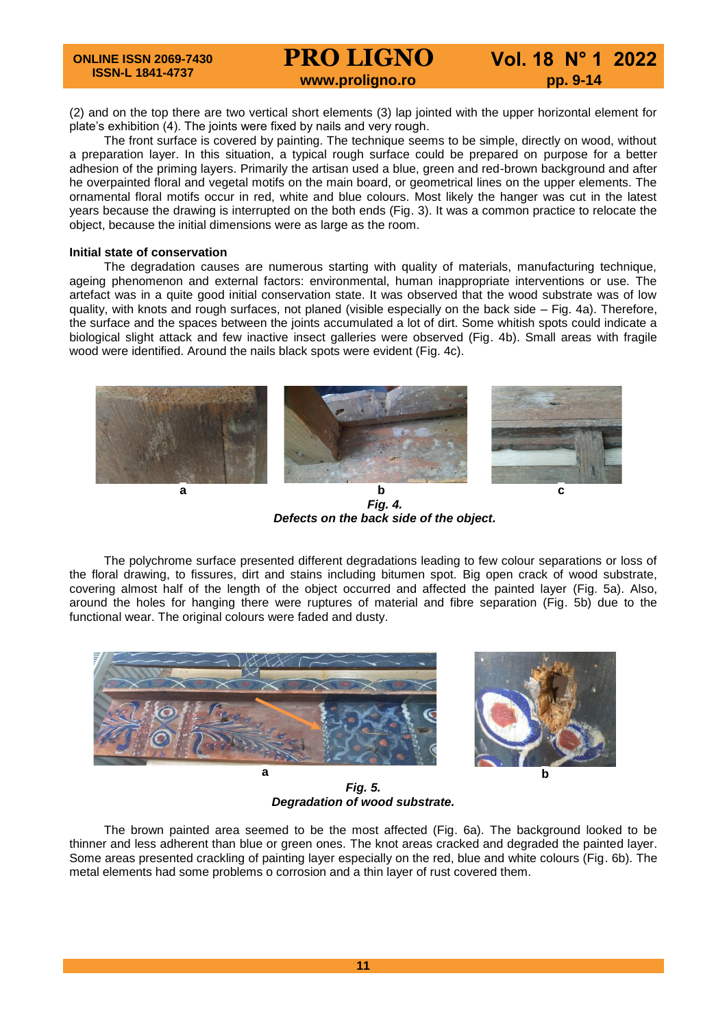(2) and on the top there are two vertical short elements (3) lap jointed with the upper horizontal element for plate's exhibition (4). The joints were fixed by nails and very rough.

The front surface is covered by painting. The technique seems to be simple, directly on wood, without a preparation layer. In this situation, a typical rough surface could be prepared on purpose for a better adhesion of the priming layers. Primarily the artisan used a blue, green and red-brown background and after he overpainted floral and vegetal motifs on the main board, or geometrical lines on the upper elements. The ornamental floral motifs occur in red, white and blue colours. Most likely the hanger was cut in the latest years because the drawing is interrupted on the both ends (Fig. 3). It was a common practice to relocate the object, because the initial dimensions were as large as the room.

**Initial state of conservation**

The degradation causes are numerous starting with quality of materials, manufacturing technique, ageing phenomenon and external factors: environmental, human inappropriate interventions or use. The artefact was in a quite good initial conservation state. It was observed that the wood substrate was of low quality, with knots and rough surfaces, not planed (visible especially on the back side – Fig. 4a). Therefore, the surface and the spaces between the joints accumulated a lot of dirt. Some whitish spots could indicate a biological slight attack and few inactive insect galleries were observed (Fig. 4b). Small areas with fragile wood were identified. Around the nails black spots were evident (Fig. 4c).

a b c

***Fig. 4.***
***Defects on the back side of the object.***

The polychrome surface presented different degradations leading to few colour separations or loss of the floral drawing, to fissures, dirt and stains including bitumen spot. Big open crack of wood substrate, covering almost half of the length of the object occurred and affected the painted layer (Fig. 5a). Also, around the holes for hanging there were ruptures of material and fibre separation (Fig. 5b) due to the functional wear. The original colours were faded and dusty.

a b

***Fig. 5.***
***Degradation of wood substrate.***

The brown painted area seemed to be the most affected (Fig. 6a). The background looked to be thinner and less adherent than blue or green ones. The knot areas cracked and degraded the painted layer. Some areas presented crackling of painting layer especially on the red, blue and white colours (Fig. 6b). The metal elements had some problems o corrosion and a thin layer of rust covered them.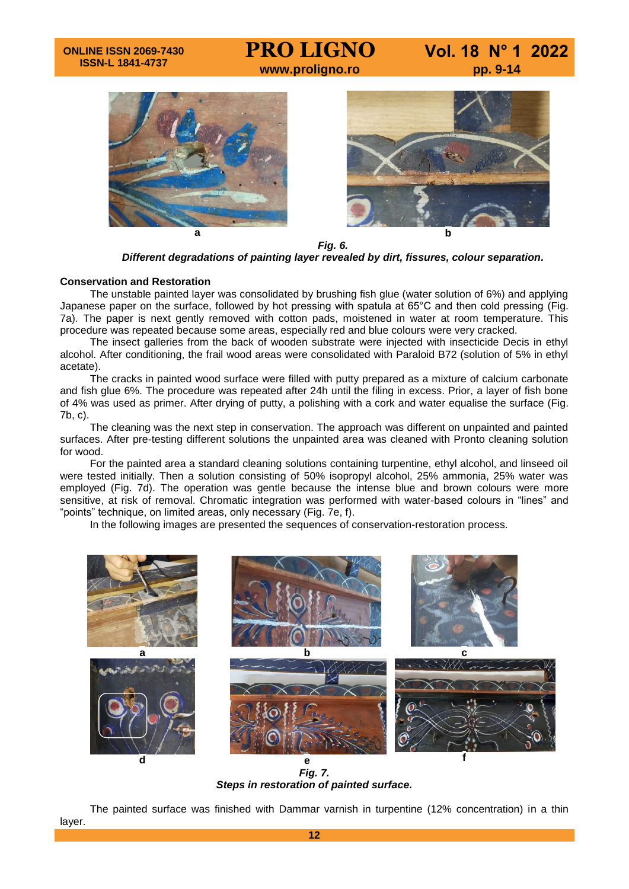a b

*Fig. 6.*

***Different degradations of painting layer revealed by dirt, fissures, colour separation.***

**Conservation and Restoration**

The unstable painted layer was consolidated by brushing fish glue (water solution of 6%) and applying Japanese paper on the surface, followed by hot pressing with spatula at 65°C and then cold pressing (Fig. 7a). The paper is next gently removed with cotton pads, moistened in water at room temperature. This procedure was repeated because some areas, especially red and blue colours were very cracked.

The insect galleries from the back of wooden substrate were injected with insecticide Decis in ethyl alcohol. After conditioning, the frail wood areas were consolidated with Paraloid B72 (solution of 5% in ethyl acetate).

The cracks in painted wood surface were filled with putty prepared as a mixture of calcium carbonate and fish glue 6%. The procedure was repeated after 24h until the filing in excess. Prior, a layer of fish bone of 4% was used as primer. After drying of putty, a polishing with a cork and water equalise the surface (Fig. 7b, c).

The cleaning was the next step in conservation. The approach was different on unpainted and painted surfaces. After pre-testing different solutions the unpainted area was cleaned with Pronto cleaning solution for wood.

For the painted area a standard cleaning solutions containing turpentine, ethyl alcohol, and linseed oil were tested initially. Then a solution consisting of 50% isopropyl alcohol, 25% ammonia, 25% water was employed (Fig. 7d). The operation was gentle because the intense blue and brown colours were more sensitive, at risk of removal. Chromatic integration was performed with water-based colours in "lines" and "points" technique, on limited areas, only necessary (Fig. 7e, f).

In the following images are presented the sequences of conservation-restoration process.

a b c

d e f

*Fig. 7.*

***Steps in restoration of painted surface.***

The painted surface was finished with Dammar varnish in turpentine (12% concentration) in a thin layer.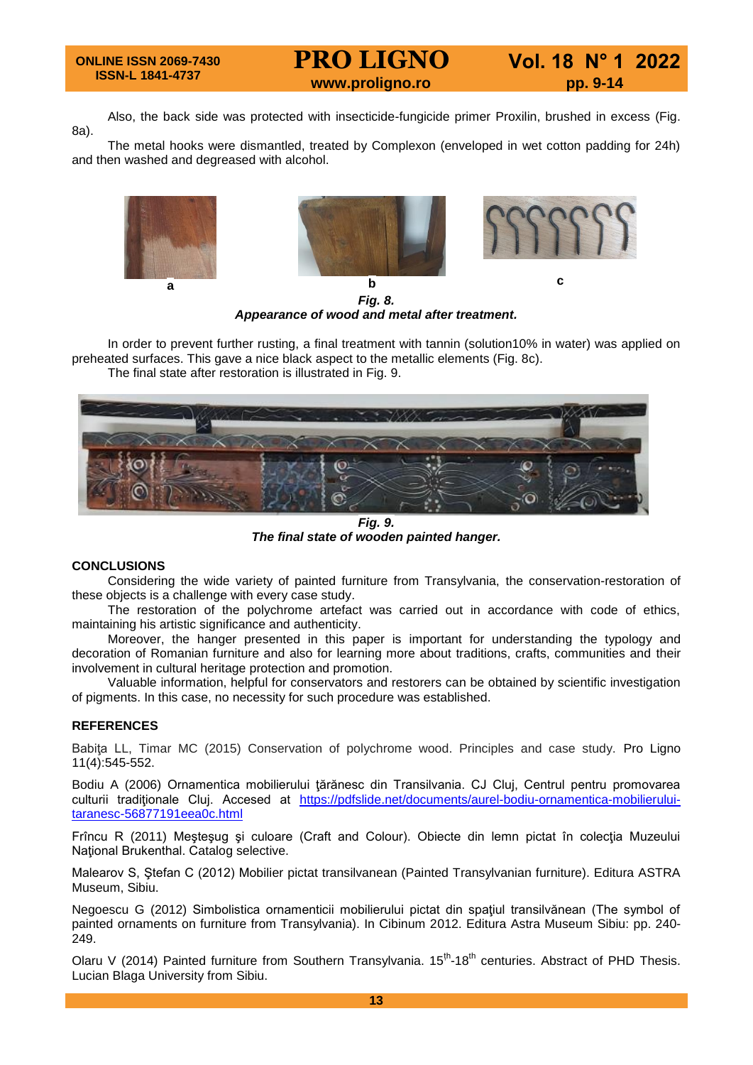Also, the back side was protected with insecticide-fungicide primer Proxilin, brushed in excess (Fig. 8a).

The metal hooks were dismantled, treated by Complexon (enveloped in wet cotton padding for 24h) and then washed and degreased with alcohol.

a b c

***Fig. 8.***
***Appearance of wood and metal after treatment.***

In order to prevent further rusting, a final treatment with tannin (solution10% in water) was applied on preheated surfaces. This gave a nice black aspect to the metallic elements (Fig. 8c).

The final state after restoration is illustrated in Fig. 9.

***Fig. 9.***
***The final state of wooden painted hanger.***

## CONCLUSIONS

Considering the wide variety of painted furniture from Transylvania, the conservation-restoration of these objects is a challenge with every case study.

The restoration of the polychrome artefact was carried out in accordance with code of ethics, maintaining his artistic significance and authenticity.

Moreover, the hanger presented in this paper is important for understanding the typology and decoration of Romanian furniture and also for learning more about traditions, crafts, communities and their involvement in cultural heritage protection and promotion.

Valuable information, helpful for conservators and restorers can be obtained by scientific investigation of pigments. In this case, no necessity for such procedure was established.

## REFERENCES

Babiţa LL, Timar MC (2015) Conservation of polychrome wood. Principles and case study. Pro Ligno 11(4):545-552.

Bodiu A (2006) Ornamentica mobilierului ţărănesc din Transilvania. CJ Cluj, Centrul pentru promovarea culturii tradiţionale Cluj. Accesed at https://pdfslide.net/documents/aurel-bodiu-ornamentica-mobilierului-taranesc-56877191eea0c.html

Frîncu R (2011) Meşteşug şi culoare (Craft and Colour). Obiecte din lemn pictat în colecţia Muzeului Naţional Brukenthal. Catalog selective.

Malearov S, Ştefan C (2012) Mobilier pictat transilvanean (Painted Transylvanian furniture). Editura ASTRA Museum, Sibiu.

Negoescu G (2012) Simbolistica ornamenticii mobilierului pictat din spaţiul transilvănean (The symbol of painted ornaments on furniture from Transylvania). In Cibinum 2012. Editura Astra Museum Sibiu: pp. 240-249.

Olaru V (2014) Painted furniture from Southern Transylvania. $15^{th}$-$18^{th}$ centuries. Abstract of PHD Thesis. Lucian Blaga University from Sibiu.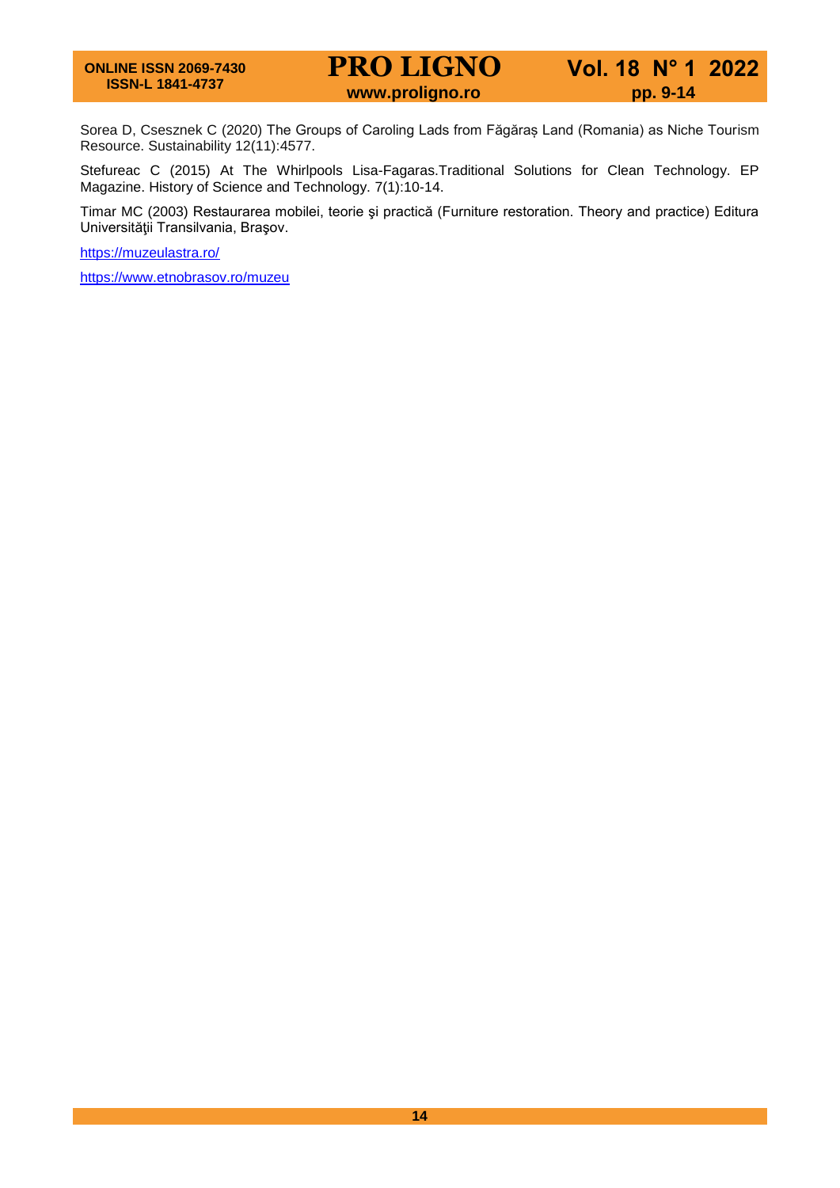Sorea D, Csesznek C (2020) The Groups of Caroling Lads from Făgăraș Land (Romania) as Niche Tourism Resource. Sustainability 12(11):4577.

Stefureac C (2015) At The Whirlpools Lisa-Fagaras.Traditional Solutions for Clean Technology. EP Magazine. History of Science and Technology. 7(1):10-14.

Timar MC (2003) Restaurarea mobilei, teorie şi practică (Furniture restoration. Theory and practice) Editura Universităţii Transilvania, Braşov.

https://muzeulastra.ro/

https://www.etnobrasov.ro/muzeu